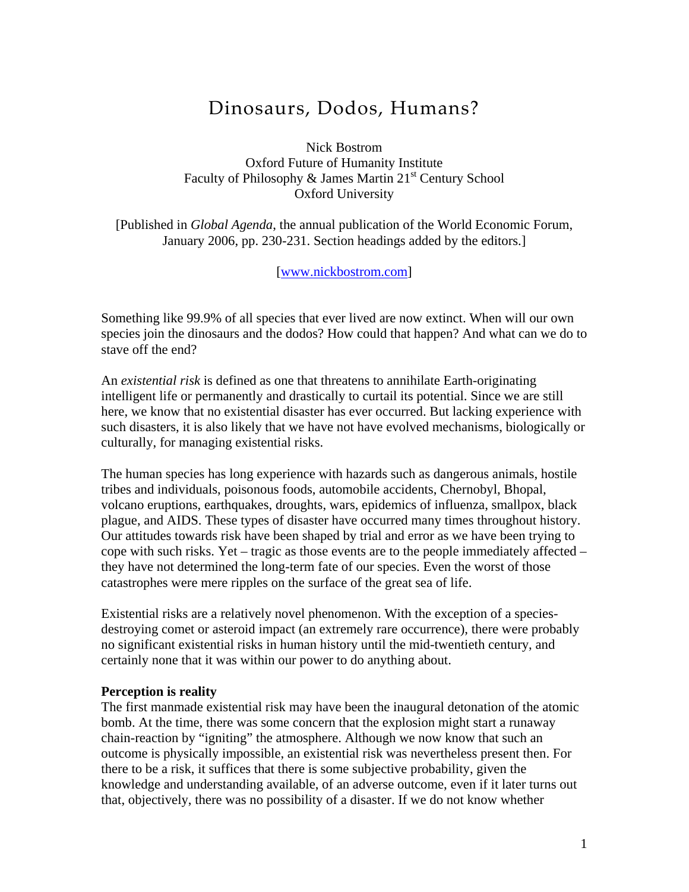# Dinosaurs, Dodos, Humans?

Nick Bostrom
Oxford Future of Humanity Institute
Faculty of Philosophy & James Martin 21st Century School
Oxford University

[Published in *Global Agenda*, the annual publication of the World Economic Forum, January 2006, pp. 230-231. Section headings added by the editors.]

[www.nickbostrom.com]

Something like 99.9% of all species that ever lived are now extinct. When will our own species join the dinosaurs and the dodos? How could that happen? And what can we do to stave off the end?

An *existential risk* is defined as one that threatens to annihilate Earth-originating intelligent life or permanently and drastically to curtail its potential. Since we are still here, we know that no existential disaster has ever occurred. But lacking experience with such disasters, it is also likely that we have not have evolved mechanisms, biologically or culturally, for managing existential risks.

The human species has long experience with hazards such as dangerous animals, hostile tribes and individuals, poisonous foods, automobile accidents, Chernobyl, Bhopal, volcano eruptions, earthquakes, droughts, wars, epidemics of influenza, smallpox, black plague, and AIDS. These types of disaster have occurred many times throughout history. Our attitudes towards risk have been shaped by trial and error as we have been trying to cope with such risks. Yet – tragic as those events are to the people immediately affected – they have not determined the long-term fate of our species. Even the worst of those catastrophes were mere ripples on the surface of the great sea of life.

Existential risks are a relatively novel phenomenon. With the exception of a species-destroying comet or asteroid impact (an extremely rare occurrence), there were probably no significant existential risks in human history until the mid-twentieth century, and certainly none that it was within our power to do anything about.

**Perception is reality**

The first manmade existential risk may have been the inaugural detonation of the atomic bomb. At the time, there was some concern that the explosion might start a runaway chain-reaction by "igniting" the atmosphere. Although we now know that such an outcome is physically impossible, an existential risk was nevertheless present then. For there to be a risk, it suffices that there is some subjective probability, given the knowledge and understanding available, of an adverse outcome, even if it later turns out that, objectively, there was no possibility of a disaster. If we do not know whether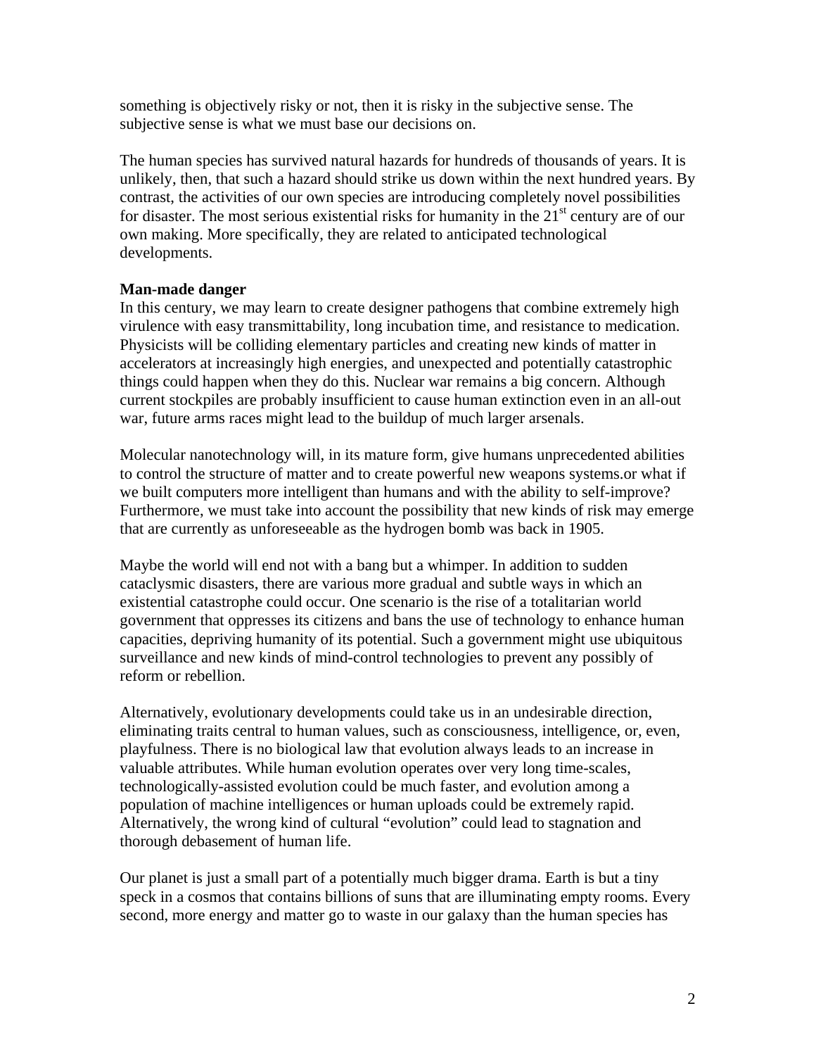something is objectively risky or not, then it is risky in the subjective sense. The subjective sense is what we must base our decisions on.

The human species has survived natural hazards for hundreds of thousands of years. It is unlikely, then, that such a hazard should strike us down within the next hundred years. By contrast, the activities of our own species are introducing completely novel possibilities for disaster. The most serious existential risks for humanity in the 21st century are of our own making. More specifically, they are related to anticipated technological developments.

**Man-made danger**

In this century, we may learn to create designer pathogens that combine extremely high virulence with easy transmittability, long incubation time, and resistance to medication. Physicists will be colliding elementary particles and creating new kinds of matter in accelerators at increasingly high energies, and unexpected and potentially catastrophic things could happen when they do this. Nuclear war remains a big concern. Although current stockpiles are probably insufficient to cause human extinction even in an all-out war, future arms races might lead to the buildup of much larger arsenals.

Molecular nanotechnology will, in its mature form, give humans unprecedented abilities to control the structure of matter and to create powerful new weapons systems.or what if we built computers more intelligent than humans and with the ability to self-improve? Furthermore, we must take into account the possibility that new kinds of risk may emerge that are currently as unforeseeable as the hydrogen bomb was back in 1905.

Maybe the world will end not with a bang but a whimper. In addition to sudden cataclysmic disasters, there are various more gradual and subtle ways in which an existential catastrophe could occur. One scenario is the rise of a totalitarian world government that oppresses its citizens and bans the use of technology to enhance human capacities, depriving humanity of its potential. Such a government might use ubiquitous surveillance and new kinds of mind-control technologies to prevent any possibly of reform or rebellion.

Alternatively, evolutionary developments could take us in an undesirable direction, eliminating traits central to human values, such as consciousness, intelligence, or, even, playfulness. There is no biological law that evolution always leads to an increase in valuable attributes. While human evolution operates over very long time-scales, technologically-assisted evolution could be much faster, and evolution among a population of machine intelligences or human uploads could be extremely rapid. Alternatively, the wrong kind of cultural "evolution" could lead to stagnation and thorough debasement of human life.

Our planet is just a small part of a potentially much bigger drama. Earth is but a tiny speck in a cosmos that contains billions of suns that are illuminating empty rooms. Every second, more energy and matter go to waste in our galaxy than the human species has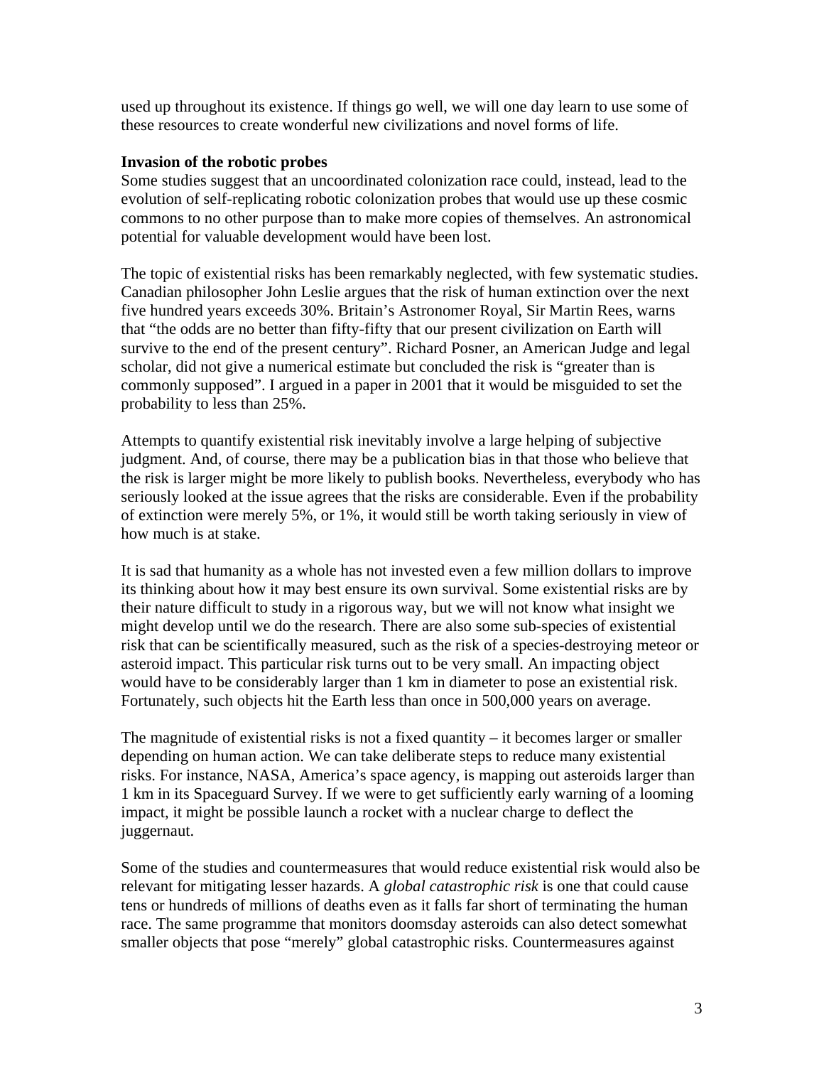used up throughout its existence. If things go well, we will one day learn to use some of these resources to create wonderful new civilizations and novel forms of life.

**Invasion of the robotic probes**
Some studies suggest that an uncoordinated colonization race could, instead, lead to the evolution of self-replicating robotic colonization probes that would use up these cosmic commons to no other purpose than to make more copies of themselves. An astronomical potential for valuable development would have been lost.

The topic of existential risks has been remarkably neglected, with few systematic studies. Canadian philosopher John Leslie argues that the risk of human extinction over the next five hundred years exceeds 30%. Britain's Astronomer Royal, Sir Martin Rees, warns that "the odds are no better than fifty-fifty that our present civilization on Earth will survive to the end of the present century". Richard Posner, an American Judge and legal scholar, did not give a numerical estimate but concluded the risk is "greater than is commonly supposed". I argued in a paper in 2001 that it would be misguided to set the probability to less than 25%.

Attempts to quantify existential risk inevitably involve a large helping of subjective judgment. And, of course, there may be a publication bias in that those who believe that the risk is larger might be more likely to publish books. Nevertheless, everybody who has seriously looked at the issue agrees that the risks are considerable. Even if the probability of extinction were merely 5%, or 1%, it would still be worth taking seriously in view of how much is at stake.

It is sad that humanity as a whole has not invested even a few million dollars to improve its thinking about how it may best ensure its own survival. Some existential risks are by their nature difficult to study in a rigorous way, but we will not know what insight we might develop until we do the research. There are also some sub-species of existential risk that can be scientifically measured, such as the risk of a species-destroying meteor or asteroid impact. This particular risk turns out to be very small. An impacting object would have to be considerably larger than 1 km in diameter to pose an existential risk. Fortunately, such objects hit the Earth less than once in 500,000 years on average.

The magnitude of existential risks is not a fixed quantity – it becomes larger or smaller depending on human action. We can take deliberate steps to reduce many existential risks. For instance, NASA, America's space agency, is mapping out asteroids larger than 1 km in its Spaceguard Survey. If we were to get sufficiently early warning of a looming impact, it might be possible launch a rocket with a nuclear charge to deflect the juggernaut.

Some of the studies and countermeasures that would reduce existential risk would also be relevant for mitigating lesser hazards. A *global catastrophic risk* is one that could cause tens or hundreds of millions of deaths even as it falls far short of terminating the human race. The same programme that monitors doomsday asteroids can also detect somewhat smaller objects that pose "merely" global catastrophic risks. Countermeasures against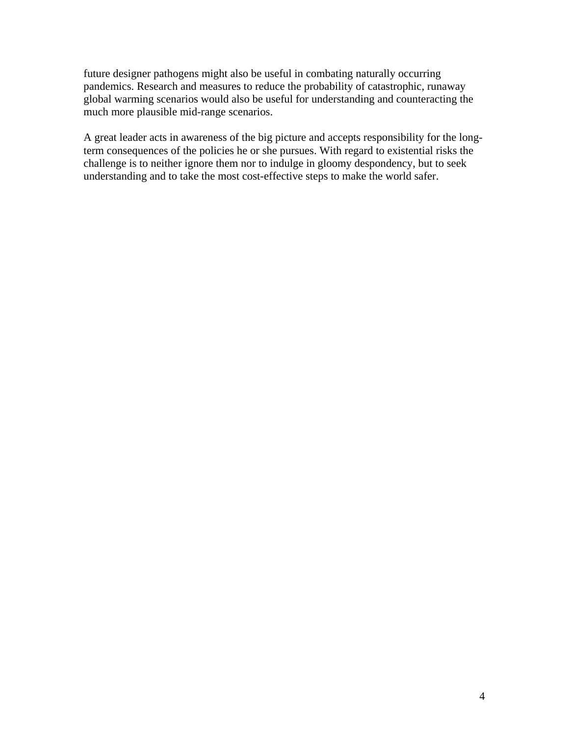future designer pathogens might also be useful in combating naturally occurring pandemics. Research and measures to reduce the probability of catastrophic, runaway global warming scenarios would also be useful for understanding and counteracting the much more plausible mid-range scenarios.

A great leader acts in awareness of the big picture and accepts responsibility for the long-term consequences of the policies he or she pursues. With regard to existential risks the challenge is to neither ignore them nor to indulge in gloomy despondency, but to seek understanding and to take the most cost-effective steps to make the world safer.